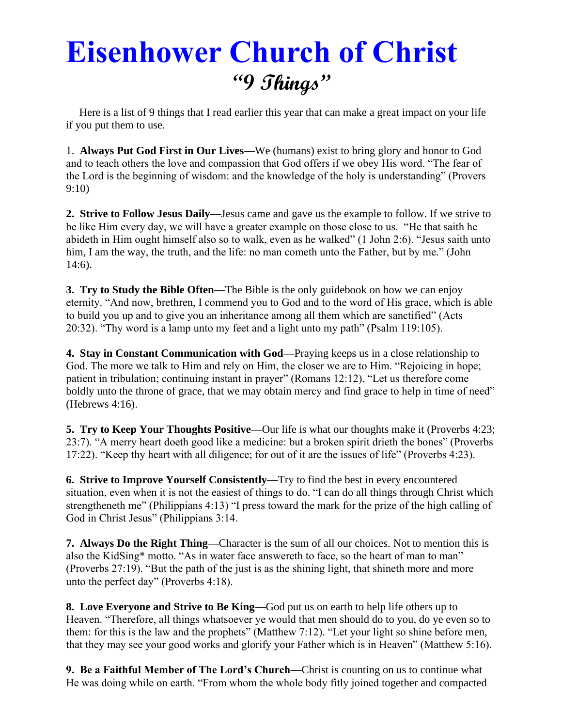# Eisenhower Church of Christ

## *"9 Things"*

Here is a list of 9 things that I read earlier this year that can make a great impact on your life if you put them to use.

1. **Always Put God First in Our Lives—**We (humans) exist to bring glory and honor to God and to teach others the love and compassion that God offers if we obey His word. "The fear of the Lord is the beginning of wisdom: and the knowledge of the holy is understanding" (Provers 9:10)

**2. Strive to Follow Jesus Daily—**Jesus came and gave us the example to follow. If we strive to be like Him every day, we will have a greater example on those close to us. "He that saith he abideth in Him ought himself also so to walk, even as he walked" (1 John 2:6). "Jesus saith unto him, I am the way, the truth, and the life: no man cometh unto the Father, but by me." (John 14:6).

**3. Try to Study the Bible Often—**The Bible is the only guidebook on how we can enjoy eternity. "And now, brethren, I commend you to God and to the word of His grace, which is able to build you up and to give you an inheritance among all them which are sanctified" (Acts 20:32). "Thy word is a lamp unto my feet and a light unto my path" (Psalm 119:105).

**4. Stay in Constant Communication with God—**Praying keeps us in a close relationship to God. The more we talk to Him and rely on Him, the closer we are to Him. "Rejoicing in hope; patient in tribulation; continuing instant in prayer" (Romans 12:12). "Let us therefore come boldly unto the throne of grace, that we may obtain mercy and find grace to help in time of need" (Hebrews 4:16).

**5. Try to Keep Your Thoughts Positive—**Our life is what our thoughts make it (Proverbs 4:23; 23:7). "A merry heart doeth good like a medicine: but a broken spirit drieth the bones" (Proverbs 17:22). "Keep thy heart with all diligence; for out of it are the issues of life" (Proverbs 4:23).

**6. Strive to Improve Yourself Consistently—**Try to find the best in every encountered situation, even when it is not the easiest of things to do. "I can do all things through Christ which strengtheneth me" (Philippians 4:13) "I press toward the mark for the prize of the high calling of God in Christ Jesus" (Philippians 3:14.

**7. Always Do the Right Thing—**Character is the sum of all our choices. Not to mention this is also the KidSing* motto. "As in water face answereth to face, so the heart of man to man" (Proverbs 27:19). "But the path of the just is as the shining light, that shineth more and more unto the perfect day" (Proverbs 4:18).

**8. Love Everyone and Strive to Be King—**God put us on earth to help life others up to Heaven. "Therefore, all things whatsoever ye would that men should do to you, do ye even so to them: for this is the law and the prophets" (Matthew 7:12). "Let your light so shine before men, that they may see your good works and glorify your Father which is in Heaven" (Matthew 5:16).

**9. Be a Faithful Member of The Lord's Church—**Christ is counting on us to continue what He was doing while on earth. "From whom the whole body fitly joined together and compacted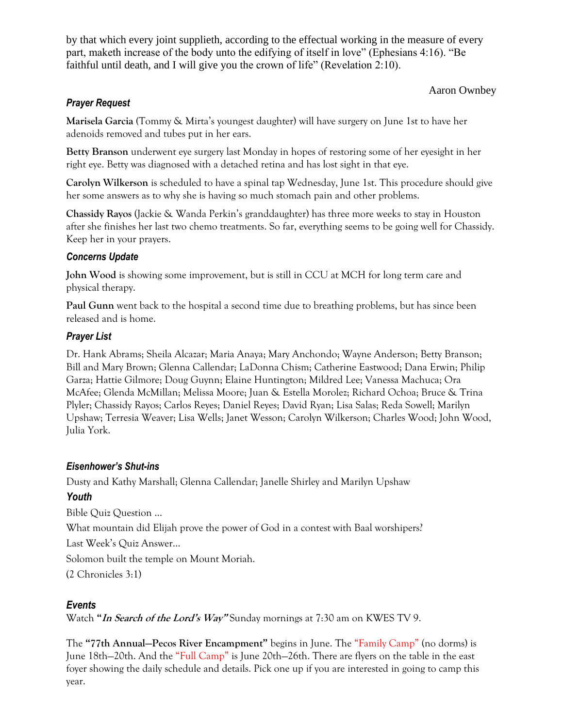by that which every joint supplieth, according to the effectual working in the measure of every part, maketh increase of the body unto the edifying of itself in love" (Ephesians 4:16). "Be faithful until death, and I will give you the crown of life" (Revelation 2:10).

Aaron Ownbey

### *Prayer Request*

**Marisela Garcia** (Tommy & Mirta's youngest daughter) will have surgery on June 1st to have her adenoids removed and tubes put in her ears.

**Betty Branson** underwent eye surgery last Monday in hopes of restoring some of her eyesight in her right eye. Betty was diagnosed with a detached retina and has lost sight in that eye.

**Carolyn Wilkerson** is scheduled to have a spinal tap Wednesday, June 1st. This procedure should give her some answers as to why she is having so much stomach pain and other problems.

**Chassidy Rayos** (Jackie & Wanda Perkin's granddaughter) has three more weeks to stay in Houston after she finishes her last two chemo treatments. So far, everything seems to be going well for Chassidy. Keep her in your prayers.

### *Concerns Update*

**John Wood** is showing some improvement, but is still in CCU at MCH for long term care and physical therapy.

**Paul Gunn** went back to the hospital a second time due to breathing problems, but has since been released and is home.

### *Prayer List*

Dr. Hank Abrams; Sheila Alcazar; Maria Anaya; Mary Anchondo; Wayne Anderson; Betty Branson; Bill and Mary Brown; Glenna Callendar; LaDonna Chism; Catherine Eastwood; Dana Erwin; Philip Garza; Hattie Gilmore; Doug Guynn; Elaine Huntington; Mildred Lee; Vanessa Machuca; Ora McAfee; Glenda McMillan; Melissa Moore; Juan & Estella Morolez; Richard Ochoa; Bruce & Trina Plyler; Chassidy Rayos; Carlos Reyes; Daniel Reyes; David Ryan; Lisa Salas; Reda Sowell; Marilyn Upshaw; Terresia Weaver; Lisa Wells; Janet Wesson; Carolyn Wilkerson; Charles Wood; John Wood, Julia York.

### *Eisenhower's Shut-ins*

Dusty and Kathy Marshall; Glenna Callendar; Janelle Shirley and Marilyn Upshaw

### *Youth*

Bible Quiz Question ...

What mountain did Elijah prove the power of God in a contest with Baal worshipers?

Last Week's Quiz Answer…

Solomon built the temple on Mount Moriah.

(2 Chronicles 3:1)

### *Events*

Watch **"*In Search of the Lord's Way*"** Sunday mornings at 7:30 am on KWES TV 9.

The **"77th Annual—Pecos River Encampment"** begins in June. The "Family Camp" (no dorms) is June 18th—20th. And the "Full Camp" is June 20th—26th. There are flyers on the table in the east foyer showing the daily schedule and details. Pick one up if you are interested in going to camp this year.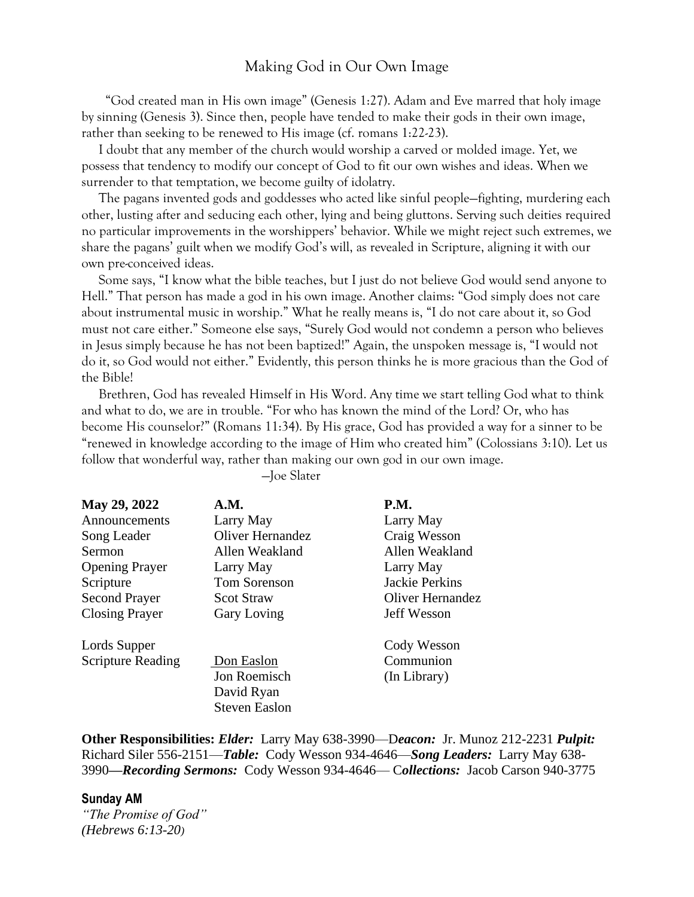# Making God in Our Own Image

"God created man in His own image" (Genesis 1:27). Adam and Eve marred that holy image by sinning (Genesis 3). Since then, people have tended to make their gods in their own image, rather than seeking to be renewed to His image (cf. romans 1:22-23).

I doubt that any member of the church would worship a carved or molded image. Yet, we possess that tendency to modify our concept of God to fit our own wishes and ideas. When we surrender to that temptation, we become guilty of idolatry.

The pagans invented gods and goddesses who acted like sinful people—fighting, murdering each other, lusting after and seducing each other, lying and being gluttons. Serving such deities required no particular improvements in the worshippers' behavior. While we might reject such extremes, we share the pagans' guilt when we modify God's will, as revealed in Scripture, aligning it with our own pre-conceived ideas.

Some says, "I know what the bible teaches, but I just do not believe God would send anyone to Hell." That person has made a god in his own image. Another claims: "God simply does not care about instrumental music in worship." What he really means is, "I do not care about it, so God must not care either." Someone else says, "Surely God would not condemn a person who believes in Jesus simply because he has not been baptized!" Again, the unspoken message is, "I would not do it, so God would not either." Evidently, this person thinks he is more gracious than the God of the Bible!

Brethren, God has revealed Himself in His Word. Any time we start telling God what to think and what to do, we are in trouble. "For who has known the mind of the Lord? Or, who has become His counselor?" (Romans 11:34). By His grace, God has provided a way for a sinner to be "renewed in knowledge according to the image of Him who created him" (Colossians 3:10). Let us follow that wonderful way, rather than making our own god in our own image.

—Joe Slater

| **May 29, 2022** | **A.M.** | **P.M.** |
|---|---|---|
| Announcements | Larry May | Larry May |
| Song Leader | Oliver Hernandez | Craig Wesson |
| Sermon | Allen Weakland | Allen Weakland |
| Opening Prayer | Larry May | Larry May |
| Scripture | Tom Sorenson | Jackie Perkins |
| Second Prayer | Scot Straw | Oliver Hernandez |
| Closing Prayer | Gary Loving | Jeff Wesson |
| | | |
| Lords Supper | | Cody Wesson |
| Scripture Reading | Don Easlon | Communion |
| | Jon Roemisch | (In Library) |
| | David Ryan | |
| | Steven Easlon | |

**Other Responsibilities:** ***Elder:*** Larry May 638-3990—D***eacon:*** Jr. Munoz 212-2231 ***Pulpit:*** Richard Siler 556-2151—***Table:*** Cody Wesson 934-4646—***Song Leaders:*** Larry May 638-3990—***Recording Sermons:*** Cody Wesson 934-4646— C***ollections:*** Jacob Carson 940-3775

**Sunday AM**

*"The Promise of God"*
*(Hebrews 6:13-20)*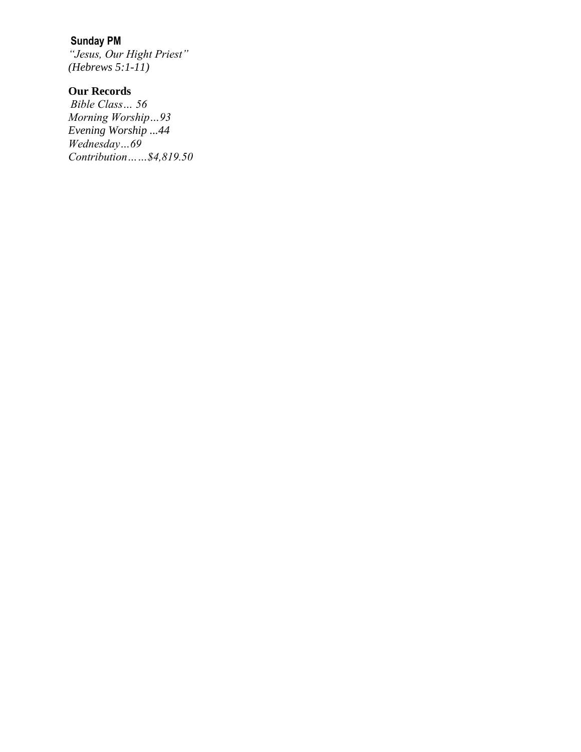**Sunday PM**

*"Jesus, Our Hight Priest"*
*(Hebrews 5:1-11)*

**Our Records**

*Bible Class… 56*
*Morning Worship…93*
*Evening Worship ...44*
*Wednesday…69*
*Contribution……$4,819.50*